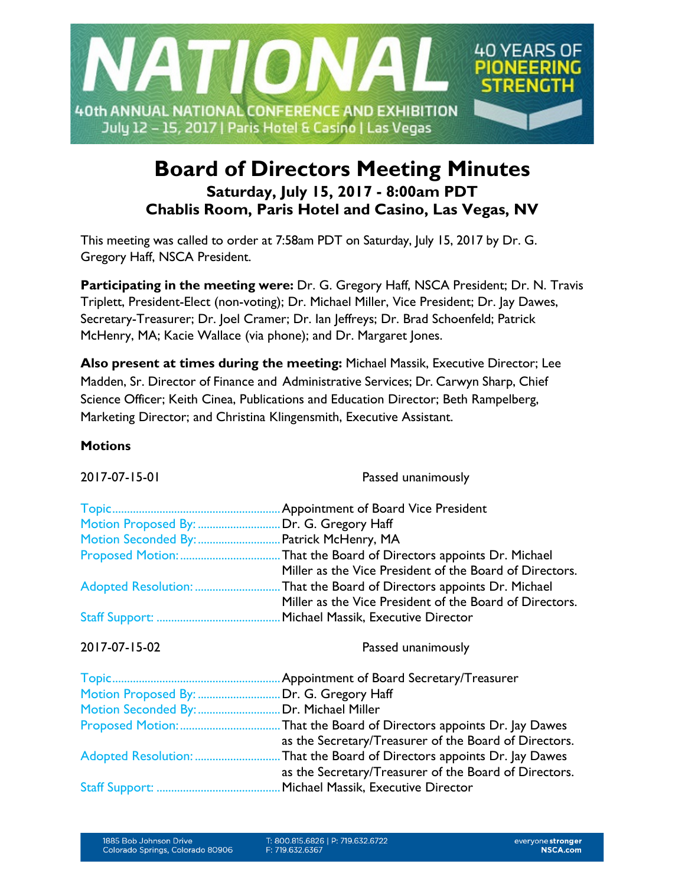NATIONAL

40 YEARS OF PIONEERING STRENGTH

40th ANNUAL NATIONAL CONFERENCE AND EXHIBITION
July 12 – 15, 2017 | Paris Hotel & Casino | Las Vegas

# Board of Directors Meeting Minutes

### Saturday, July 15, 2017 - 8:00am PDT
### Chablis Room, Paris Hotel and Casino, Las Vegas, NV

This meeting was called to order at 7:58am PDT on Saturday, July 15, 2017 by Dr. G. Gregory Haff, NSCA President.

**Participating in the meeting were:** Dr. G. Gregory Haff, NSCA President; Dr. N. Travis Triplett, President-Elect (non-voting); Dr. Michael Miller, Vice President; Dr. Jay Dawes, Secretary-Treasurer; Dr. Joel Cramer; Dr. Ian Jeffreys; Dr. Brad Schoenfeld; Patrick McHenry, MA; Kacie Wallace (via phone); and Dr. Margaret Jones.

**Also present at times during the meeting:** Michael Massik, Executive Director; Lee Madden, Sr. Director of Finance and Administrative Services; Dr. Carwyn Sharp, Chief Science Officer; Keith Cinea, Publications and Education Director; Beth Rampelberg, Marketing Director; and Christina Klingensmith, Executive Assistant.

**Motions**

2017-07-15-01 Passed unanimously

| | |
|---|---|
| Topic | Appointment of Board Vice President |
| Motion Proposed By: | Dr. G. Gregory Haff |
| Motion Seconded By: | Patrick McHenry, MA |
| Proposed Motion: | That the Board of Directors appoints Dr. Michael Miller as the Vice President of the Board of Directors. |
| Adopted Resolution: | That the Board of Directors appoints Dr. Michael Miller as the Vice President of the Board of Directors. |
| Staff Support: | Michael Massik, Executive Director |

2017-07-15-02 Passed unanimously

| | |
|---|---|
| Topic | Appointment of Board Secretary/Treasurer |
| Motion Proposed By: | Dr. G. Gregory Haff |
| Motion Seconded By: | Dr. Michael Miller |
| Proposed Motion: | That the Board of Directors appoints Dr. Jay Dawes as the Secretary/Treasurer of the Board of Directors. |
| Adopted Resolution: | That the Board of Directors appoints Dr. Jay Dawes as the Secretary/Treasurer of the Board of Directors. |
| Staff Support: | Michael Massik, Executive Director |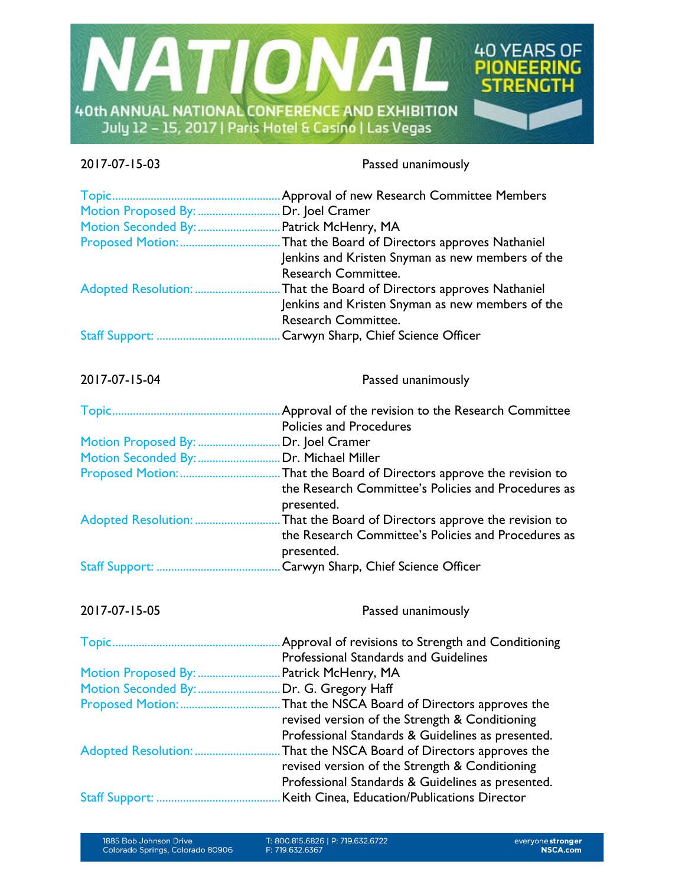2017-07-15-03 Passed unanimously

| | |
|---|---|
| Topic | Approval of new Research Committee Members |
| Motion Proposed By: | Dr. Joel Cramer |
| Motion Seconded By: | Patrick McHenry, MA |
| Proposed Motion: | That the Board of Directors approves Nathaniel Jenkins and Kristen Snyman as new members of the Research Committee. |
| Adopted Resolution: | That the Board of Directors approves Nathaniel Jenkins and Kristen Snyman as new members of the Research Committee. |
| Staff Support: | Carwyn Sharp, Chief Science Officer |

2017-07-15-04 Passed unanimously

| | |
|---|---|
| Topic | Approval of the revision to the Research Committee Policies and Procedures |
| Motion Proposed By: | Dr. Joel Cramer |
| Motion Seconded By: | Dr. Michael Miller |
| Proposed Motion: | That the Board of Directors approve the revision to the Research Committee's Policies and Procedures as presented. |
| Adopted Resolution: | That the Board of Directors approve the revision to the Research Committee's Policies and Procedures as presented. |
| Staff Support: | Carwyn Sharp, Chief Science Officer |

2017-07-15-05 Passed unanimously

| | |
|---|---|
| Topic | Approval of revisions to Strength and Conditioning Professional Standards and Guidelines |
| Motion Proposed By: | Patrick McHenry, MA |
| Motion Seconded By: | Dr. G. Gregory Haff |
| Proposed Motion: | That the NSCA Board of Directors approves the revised version of the Strength & Conditioning Professional Standards & Guidelines as presented. |
| Adopted Resolution: | That the NSCA Board of Directors approves the revised version of the Strength & Conditioning Professional Standards & Guidelines as presented. |
| Staff Support: | Keith Cinea, Education/Publications Director |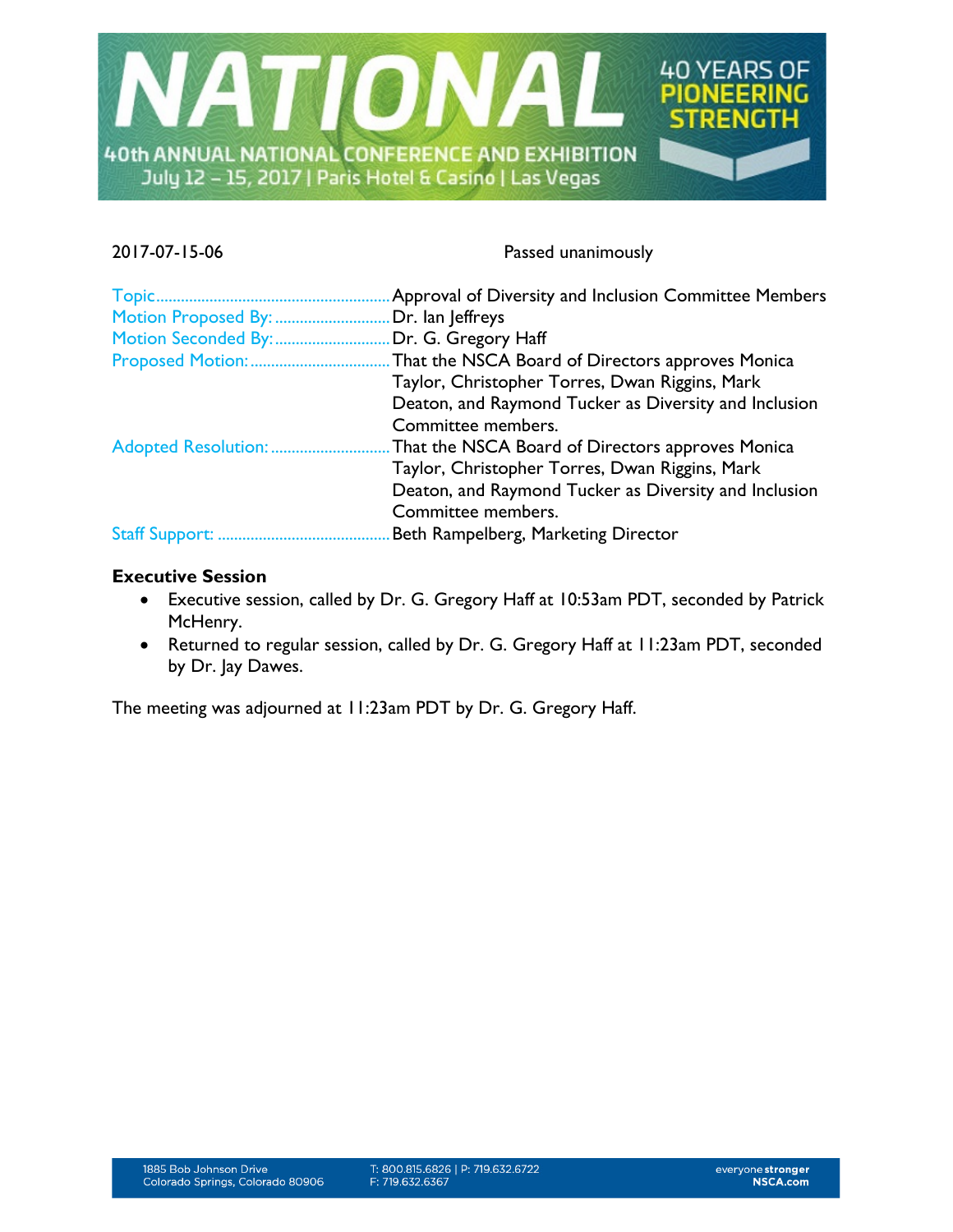2017-07-15-06 Passed unanimously

| | |
|---|---|
| Topic | Approval of Diversity and Inclusion Committee Members |
| Motion Proposed By: | Dr. Ian Jeffreys |
| Motion Seconded By: | Dr. G. Gregory Haff |
| Proposed Motion: | That the NSCA Board of Directors approves Monica Taylor, Christopher Torres, Dwan Riggins, Mark Deaton, and Raymond Tucker as Diversity and Inclusion Committee members. |
| Adopted Resolution: | That the NSCA Board of Directors approves Monica Taylor, Christopher Torres, Dwan Riggins, Mark Deaton, and Raymond Tucker as Diversity and Inclusion Committee members. |
| Staff Support: | Beth Rampelberg, Marketing Director |

**Executive Session**

- Executive session, called by Dr. G. Gregory Haff at 10:53am PDT, seconded by Patrick McHenry.
- Returned to regular session, called by Dr. G. Gregory Haff at 11:23am PDT, seconded by Dr. Jay Dawes.

The meeting was adjourned at 11:23am PDT by Dr. G. Gregory Haff.